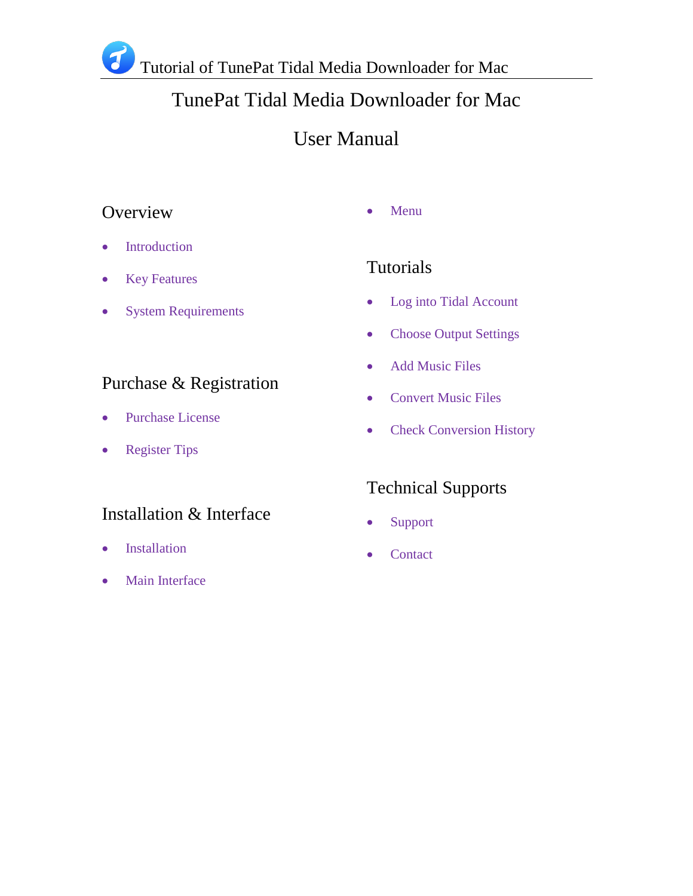# TunePat Tidal Media Downloader for Mac

# User Manual

## Overview

- Introduction
- Key Features
- System Requirements

## Purchase & Registration

- Purchase License
- Register Tips

## Installation & Interface

- Installation
- Main Interface
- Menu

## Tutorials

- Log into Tidal Account
- Choose Output Settings
- Add Music Files
- Convert Music Files
- Check Conversion History

## Technical Supports

- Support
- Contact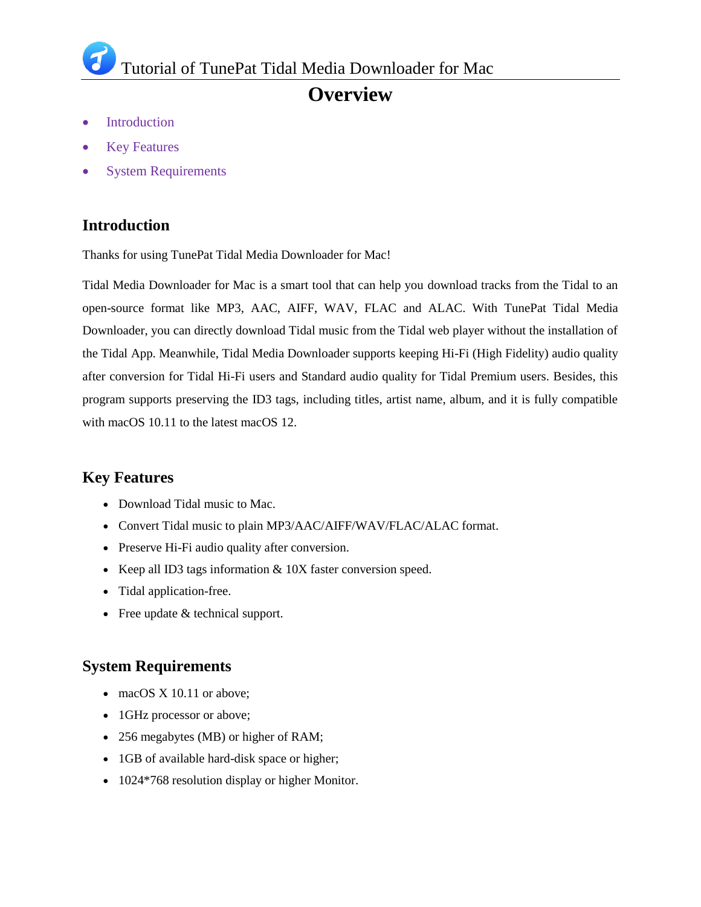# Overview

- Introduction
- Key Features
- System Requirements

## Introduction

Thanks for using TunePat Tidal Media Downloader for Mac!

Tidal Media Downloader for Mac is a smart tool that can help you download tracks from the Tidal to an open-source format like MP3, AAC, AIFF, WAV, FLAC and ALAC. With TunePat Tidal Media Downloader, you can directly download Tidal music from the Tidal web player without the installation of the Tidal App. Meanwhile, Tidal Media Downloader supports keeping Hi-Fi (High Fidelity) audio quality after conversion for Tidal Hi-Fi users and Standard audio quality for Tidal Premium users. Besides, this program supports preserving the ID3 tags, including titles, artist name, album, and it is fully compatible with macOS 10.11 to the latest macOS 12.

## Key Features

- Download Tidal music to Mac.
- Convert Tidal music to plain MP3/AAC/AIFF/WAV/FLAC/ALAC format.
- Preserve Hi-Fi audio quality after conversion.
- Keep all ID3 tags information & 10X faster conversion speed.
- Tidal application-free.
- Free update & technical support.

## System Requirements

- macOS X 10.11 or above;
- 1GHz processor or above;
- 256 megabytes (MB) or higher of RAM;
- 1GB of available hard-disk space or higher;
- 1024*768 resolution display or higher Monitor.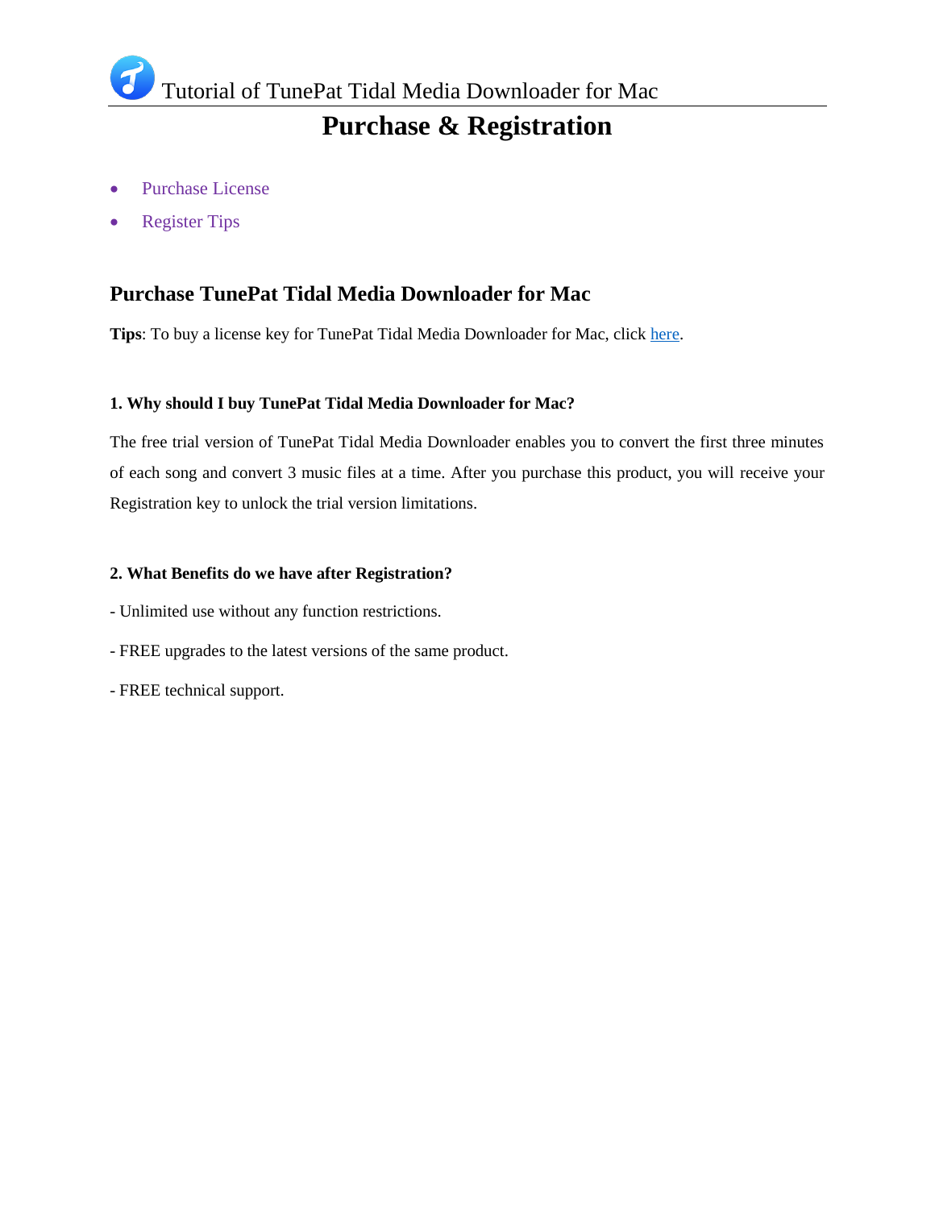# Purchase & Registration

- Purchase License
- Register Tips

## Purchase TunePat Tidal Media Downloader for Mac

**Tips**: To buy a license key for TunePat Tidal Media Downloader for Mac, click here.

### 1. Why should I buy TunePat Tidal Media Downloader for Mac?

The free trial version of TunePat Tidal Media Downloader enables you to convert the first three minutes of each song and convert 3 music files at a time. After you purchase this product, you will receive your Registration key to unlock the trial version limitations.

### 2. What Benefits do we have after Registration?

- Unlimited use without any function restrictions.

- FREE upgrades to the latest versions of the same product.

- FREE technical support.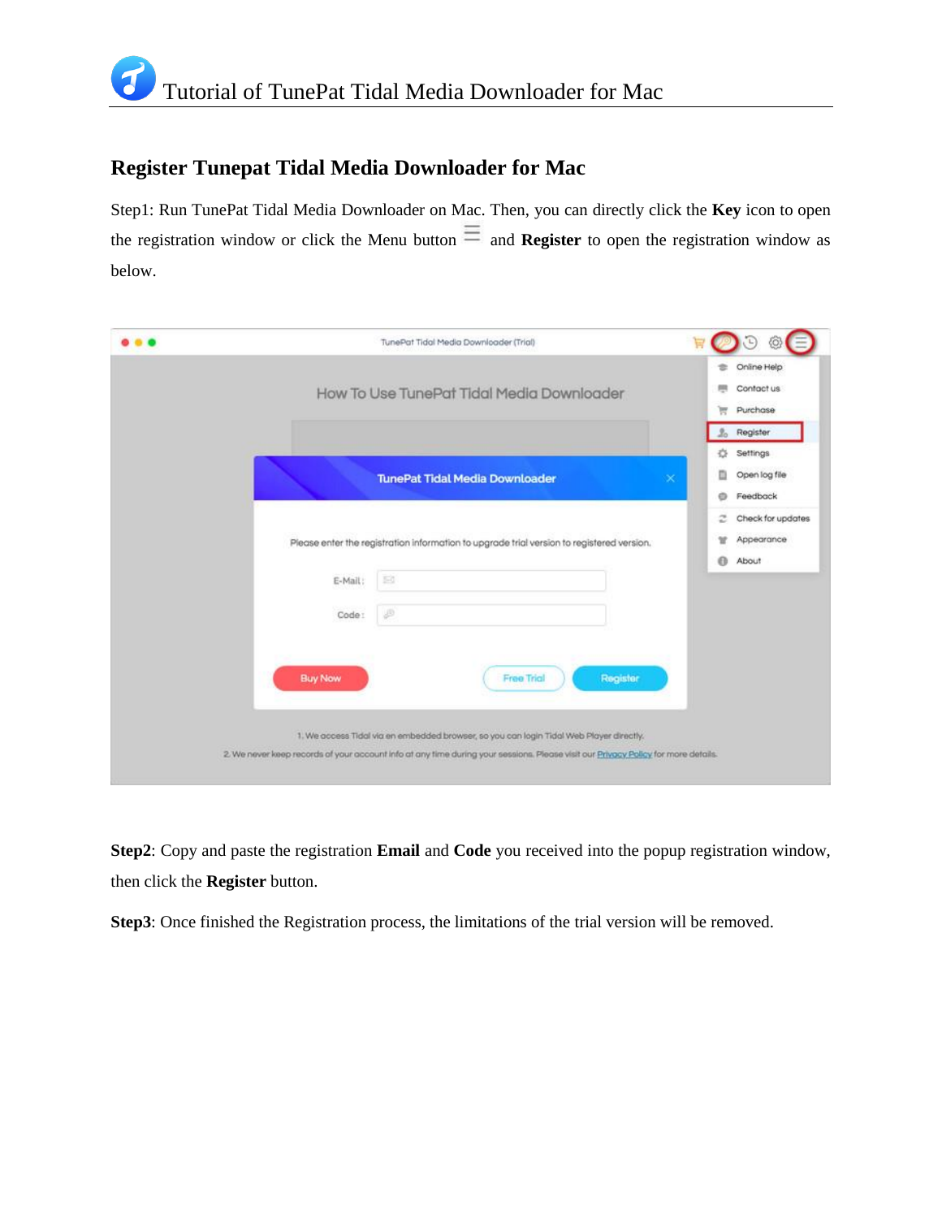## Register Tunepat Tidal Media Downloader for Mac

Step1: Run TunePat Tidal Media Downloader on Mac. Then, you can directly click the **Key** icon to open the registration window or click the Menu button ☰ and **Register** to open the registration window as below.

**Step2**: Copy and paste the registration **Email** and **Code** you received into the popup registration window, then click the **Register** button.

**Step3**: Once finished the Registration process, the limitations of the trial version will be removed.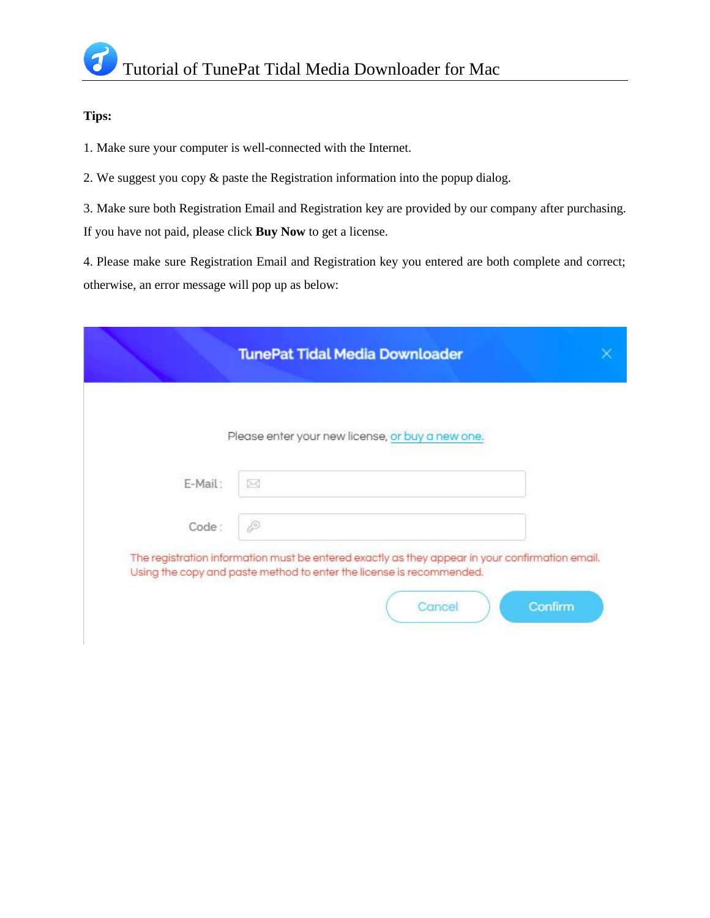**Tips:**

1. Make sure your computer is well-connected with the Internet.

2. We suggest you copy & paste the Registration information into the popup dialog.

3. Make sure both Registration Email and Registration key are provided by our company after purchasing. If you have not paid, please click **Buy Now** to get a license.

4. Please make sure Registration Email and Registration key you entered are both complete and correct; otherwise, an error message will pop up as below: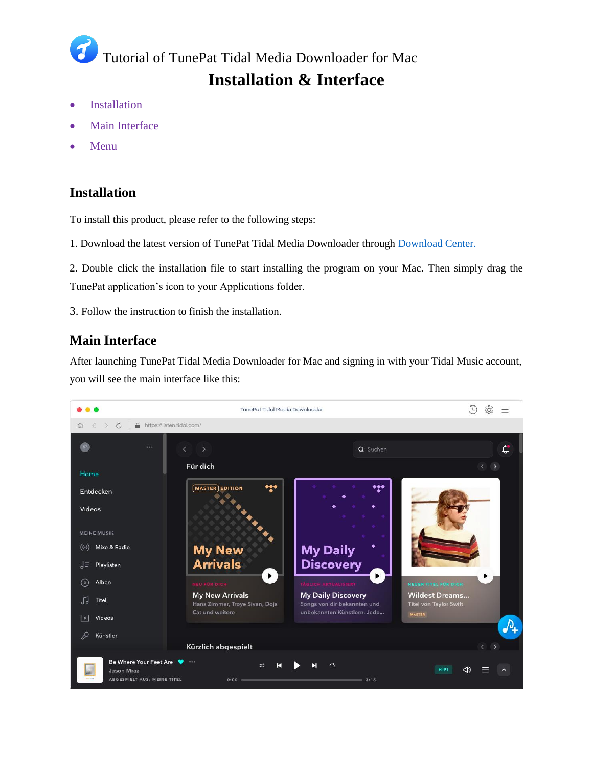# Tutorial of TunePat Tidal Media Downloader for Mac

## Installation & Interface

- Installation
- Main Interface
- Menu

### Installation

To install this product, please refer to the following steps:

1. Download the latest version of TunePat Tidal Media Downloader through Download Center.

2. Double click the installation file to start installing the program on your Mac. Then simply drag the TunePat application's icon to your Applications folder.

3. Follow the instruction to finish the installation.

### Main Interface

After launching TunePat Tidal Media Downloader for Mac and signing in with your Tidal Music account, you will see the main interface like this: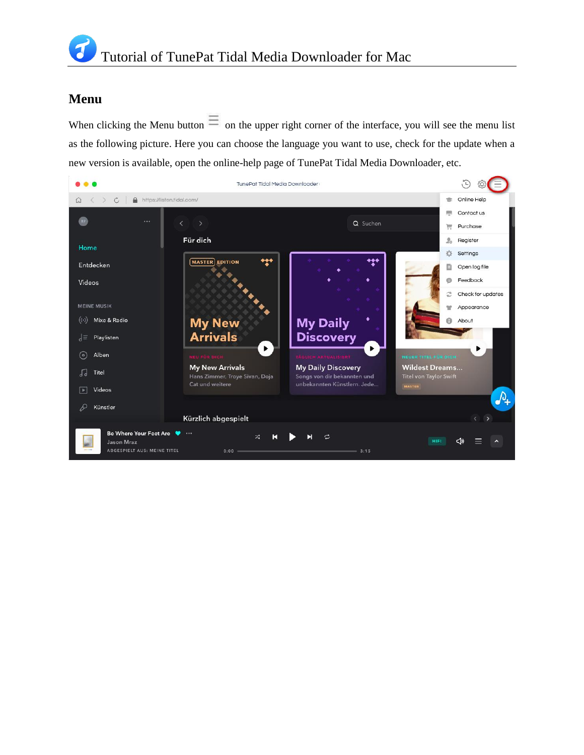## Menu

When clicking the Menu button on the upper right corner of the interface, you will see the menu list as the following picture. Here you can choose the language you want to use, check for the update when a new version is available, open the online-help page of TunePat Tidal Media Downloader, etc.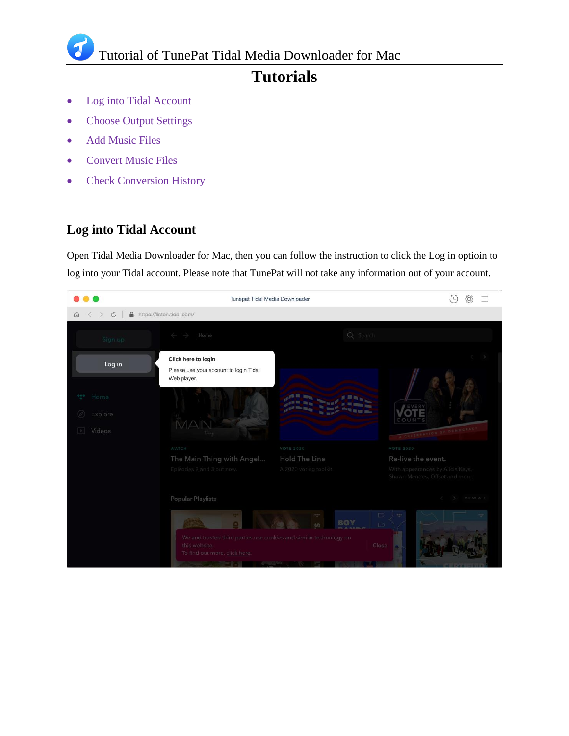# Tutorials

- Log into Tidal Account
- Choose Output Settings
- Add Music Files
- Convert Music Files
- Check Conversion History

## Log into Tidal Account

Open Tidal Media Downloader for Mac, then you can follow the instruction to click the Log in optioin to log into your Tidal account. Please note that TunePat will not take any information out of your account.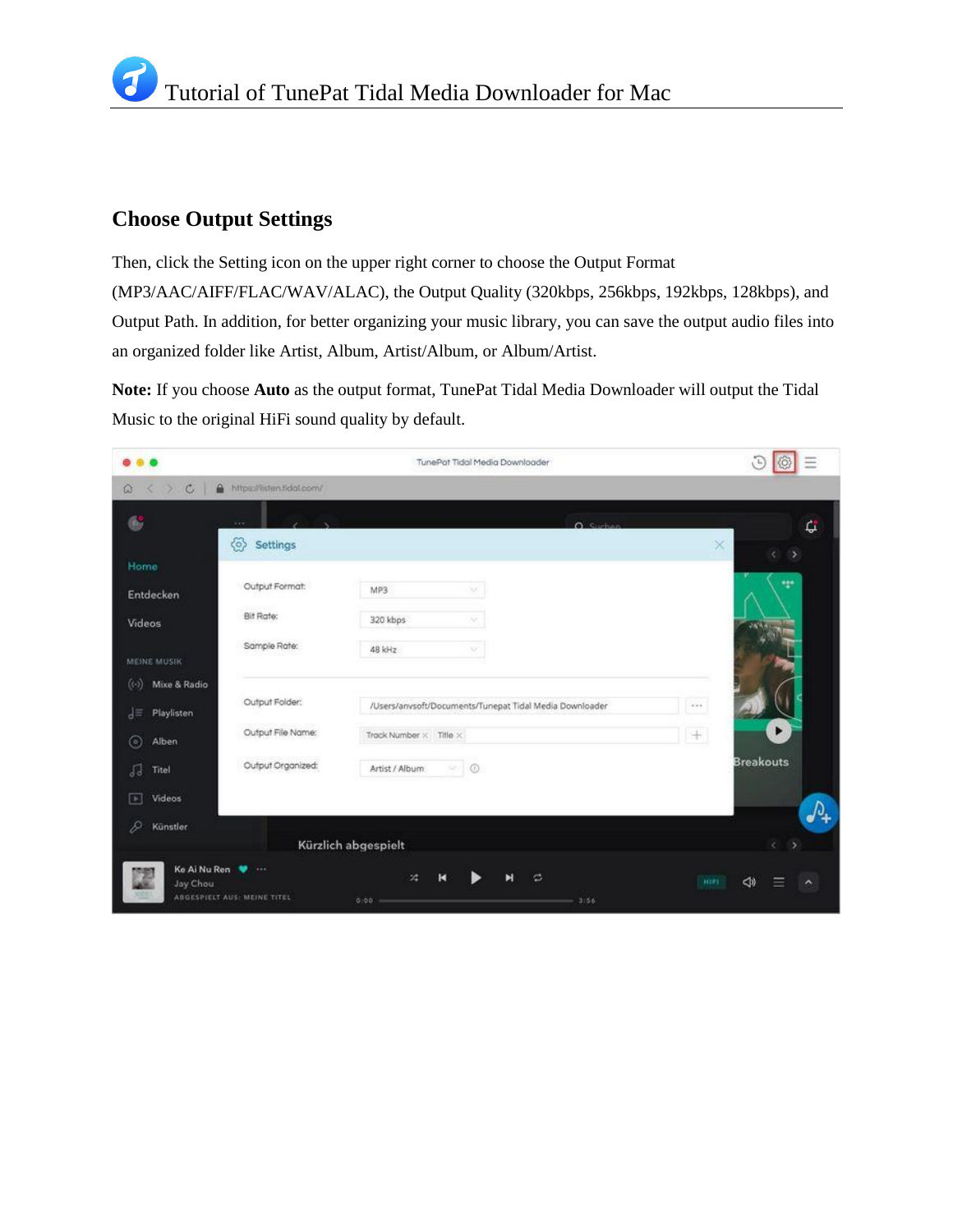## Choose Output Settings

Then, click the Setting icon on the upper right corner to choose the Output Format (MP3/AAC/AIFF/FLAC/WAV/ALAC), the Output Quality (320kbps, 256kbps, 192kbps, 128kbps), and Output Path. In addition, for better organizing your music library, you can save the output audio files into an organized folder like Artist, Album, Artist/Album, or Album/Artist.

**Note:** If you choose **Auto** as the output format, TunePat Tidal Media Downloader will output the Tidal Music to the original HiFi sound quality by default.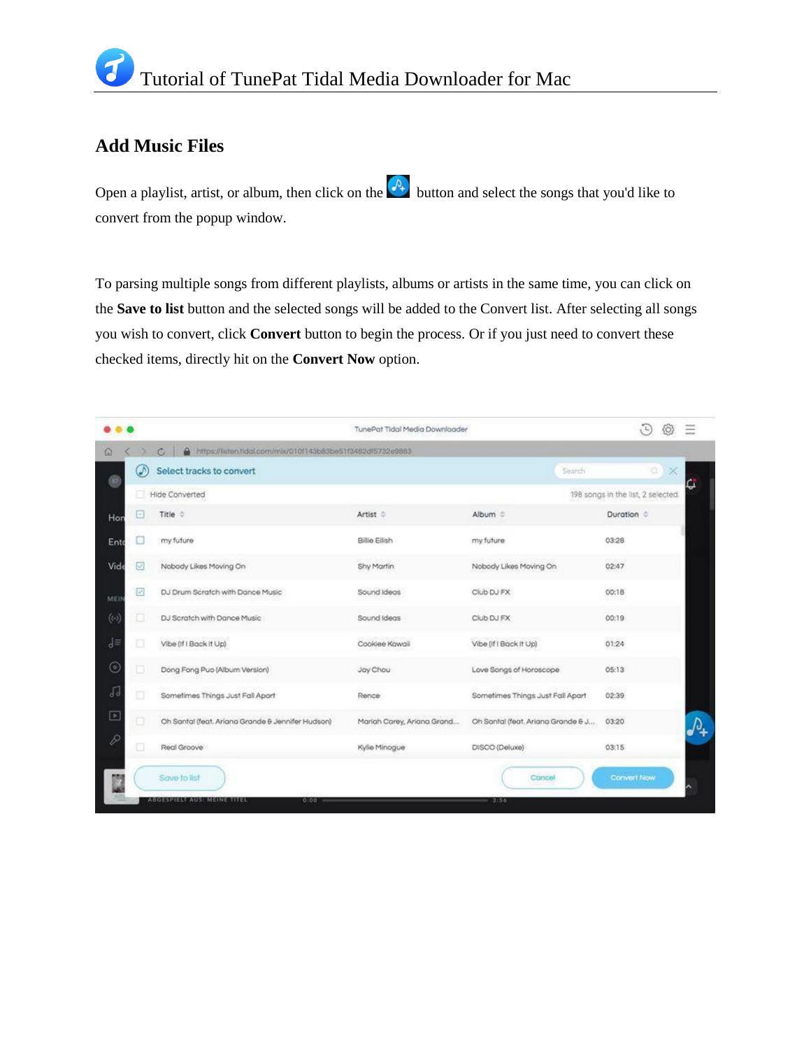## Add Music Files

Open a playlist, artist, or album, then click on the button and select the songs that you'd like to convert from the popup window.

To parsing multiple songs from different playlists, albums or artists in the same time, you can click on the **Save to list** button and the selected songs will be added to the Convert list. After selecting all songs you wish to convert, click **Convert** button to begin the process. Or if you just need to convert these checked items, directly hit on the **Convert Now** option.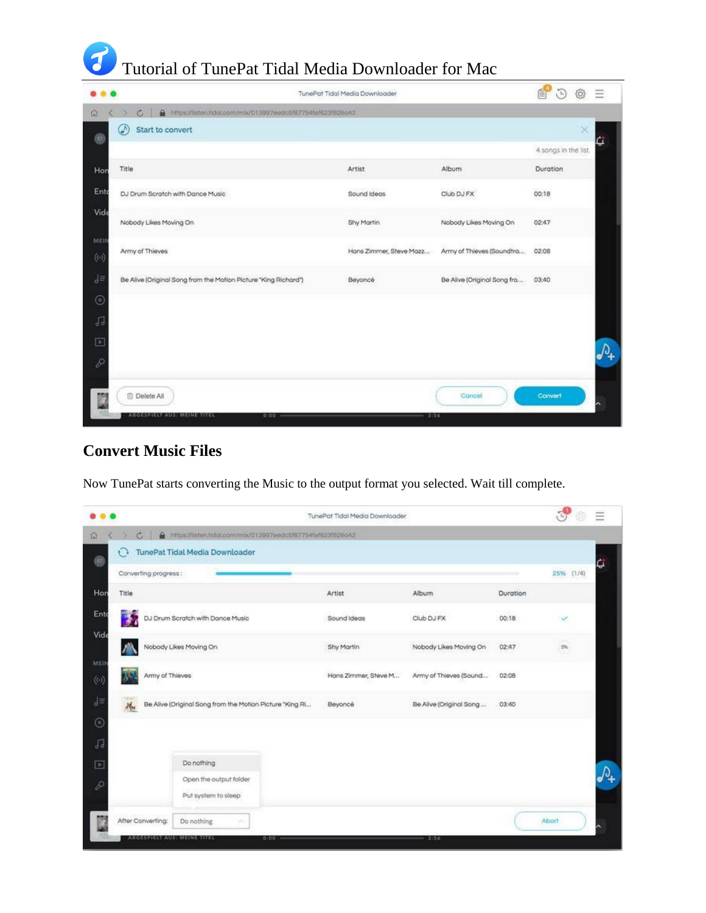# Tutorial of TunePat Tidal Media Downloader for Mac

## Convert Music Files

Now TunePat starts converting the Music to the output format you selected. Wait till complete.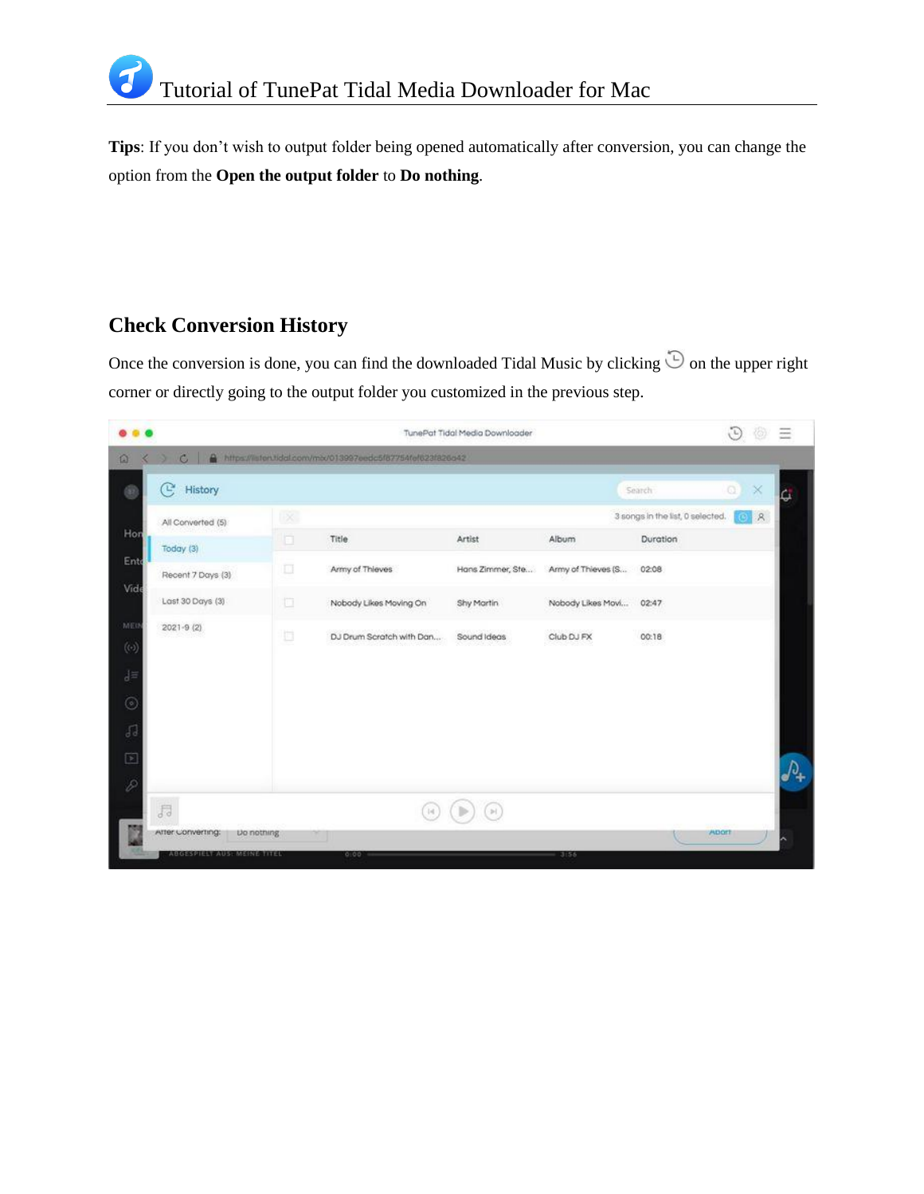**Tips**: If you don't wish to output folder being opened automatically after conversion, you can change the option from the **Open the output folder** to **Do nothing**.

## Check Conversion History

Once the conversion is done, you can find the downloaded Tidal Music by clicking the history icon on the upper right corner or directly going to the output folder you customized in the previous step.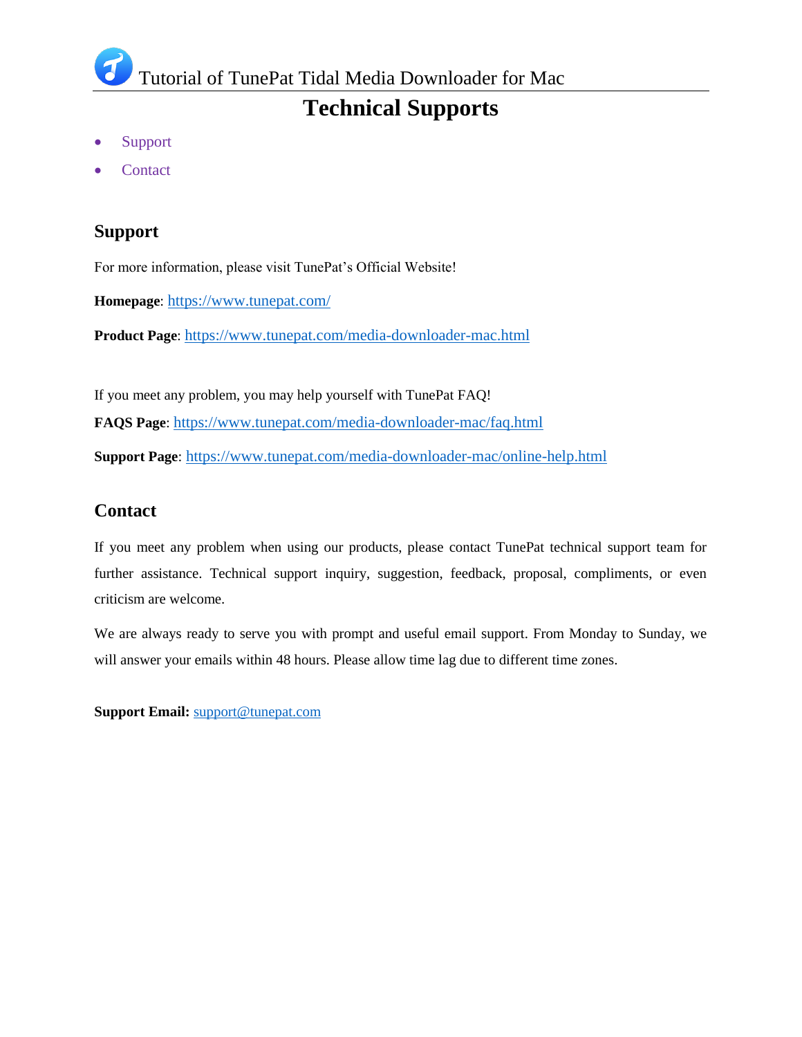# Technical Supports

- Support
- Contact

## Support

For more information, please visit TunePat's Official Website!

**Homepage**: https://www.tunepat.com/

**Product Page**: https://www.tunepat.com/media-downloader-mac.html

If you meet any problem, you may help yourself with TunePat FAQ!

**FAQS Page**: https://www.tunepat.com/media-downloader-mac/faq.html

**Support Page**: https://www.tunepat.com/media-downloader-mac/online-help.html

## Contact

If you meet any problem when using our products, please contact TunePat technical support team for further assistance. Technical support inquiry, suggestion, feedback, proposal, compliments, or even criticism are welcome.

We are always ready to serve you with prompt and useful email support. From Monday to Sunday, we will answer your emails within 48 hours. Please allow time lag due to different time zones.

**Support Email:** support@tunepat.com